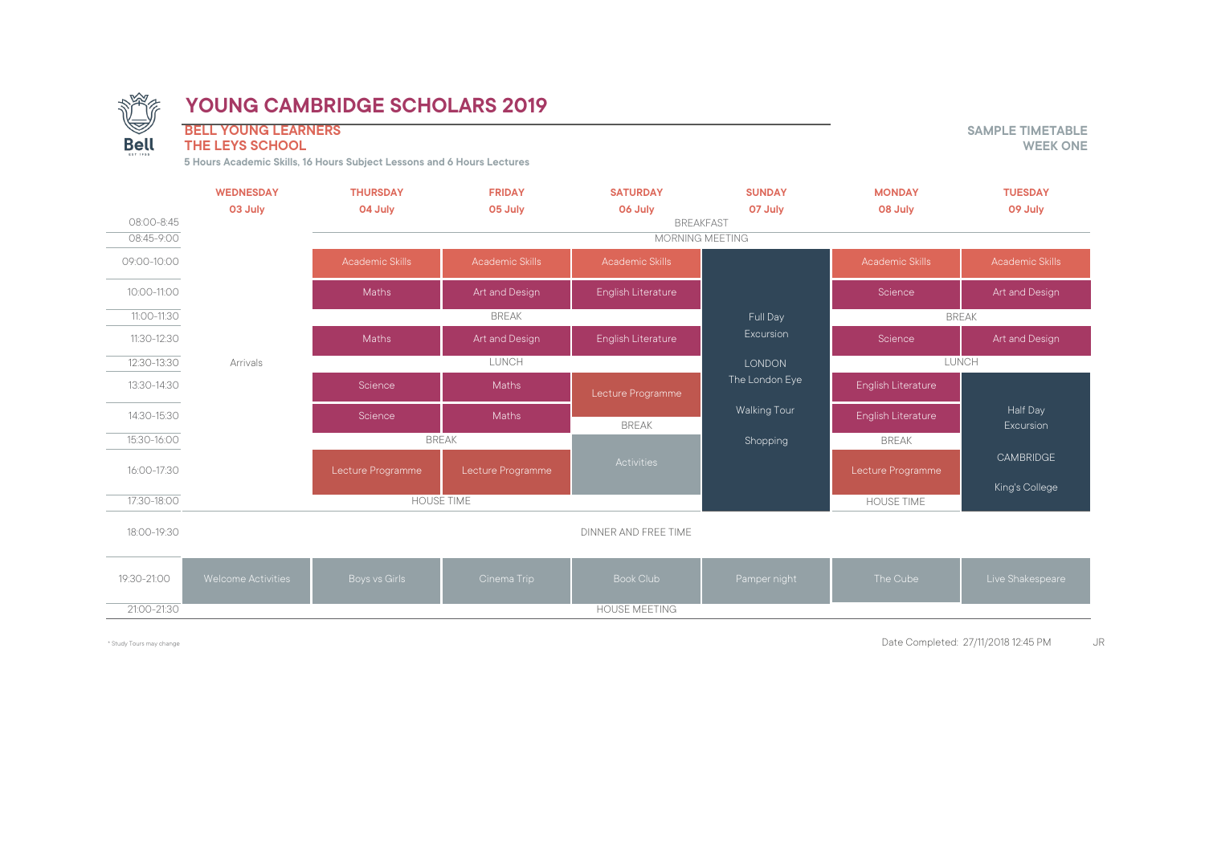# YOUNG CAMBRIDGE SCHOLARS 2019

**BELL YOUNG LEARNERS**
**THE LEYS SCHOOL**

**5 Hours Academic Skills, 16 Hours Subject Lessons and 6 Hours Lectures**

**SAMPLE TIMETABLE**
**WEEK ONE**

| Time | WEDNESDAY 03 July | THURSDAY 04 July | FRIDAY 05 July | SATURDAY 06 July | SUNDAY 07 July | MONDAY 08 July | TUESDAY 09 July |
|---|---|---|---|---|---|---|---|
| 08:00-8:45 | | BREAKFAST | | | | | |
| 08:45-9:00 | | MORNING MEETING | | | | | |
| 09:00-10:00 | | Academic Skills | Academic Skills | Academic Skills | Full Day Excursion LONDON The London Eye Walking Tour Shopping | Academic Skills | Academic Skills |
| 10:00-11:00 | | Maths | Art and Design | English Literature | | Science | Art and Design |
| 11:00-11:30 | | BREAK | | | | BREAK | |
| 11:30-12:30 | | Maths | Art and Design | English Literature | | Science | Art and Design |
| 12:30-13:30 | Arrivals | LUNCH | | | | LUNCH | |
| 13:30-14:30 | | Science | Maths | Lecture Programme | | English Literature | Half Day Excursion CAMBRIDGE King's College |
| 14:30-15:30 | | Science | Maths | BREAK | | English Literature | |
| 15:30-16:00 | | BREAK | | Activities | | BREAK | |
| 16:00-17:30 | | Lecture Programme | Lecture Programme | | | Lecture Programme | |
| 17:30-18:00 | | HOUSE TIME | | | | HOUSE TIME | |
| 18:00-19:30 | DINNER AND FREE TIME | | | | | | |
| 19:30-21:00 | Welcome Activities | Boys vs Girls | Cinema Trip | Book Club | Pamper night | The Cube | Live Shakespeare |
| 21:00-21:30 | HOUSE MEETING | | | | | | |

* Study Tours may change

Date Completed: 27/11/2018 12:45 PM JR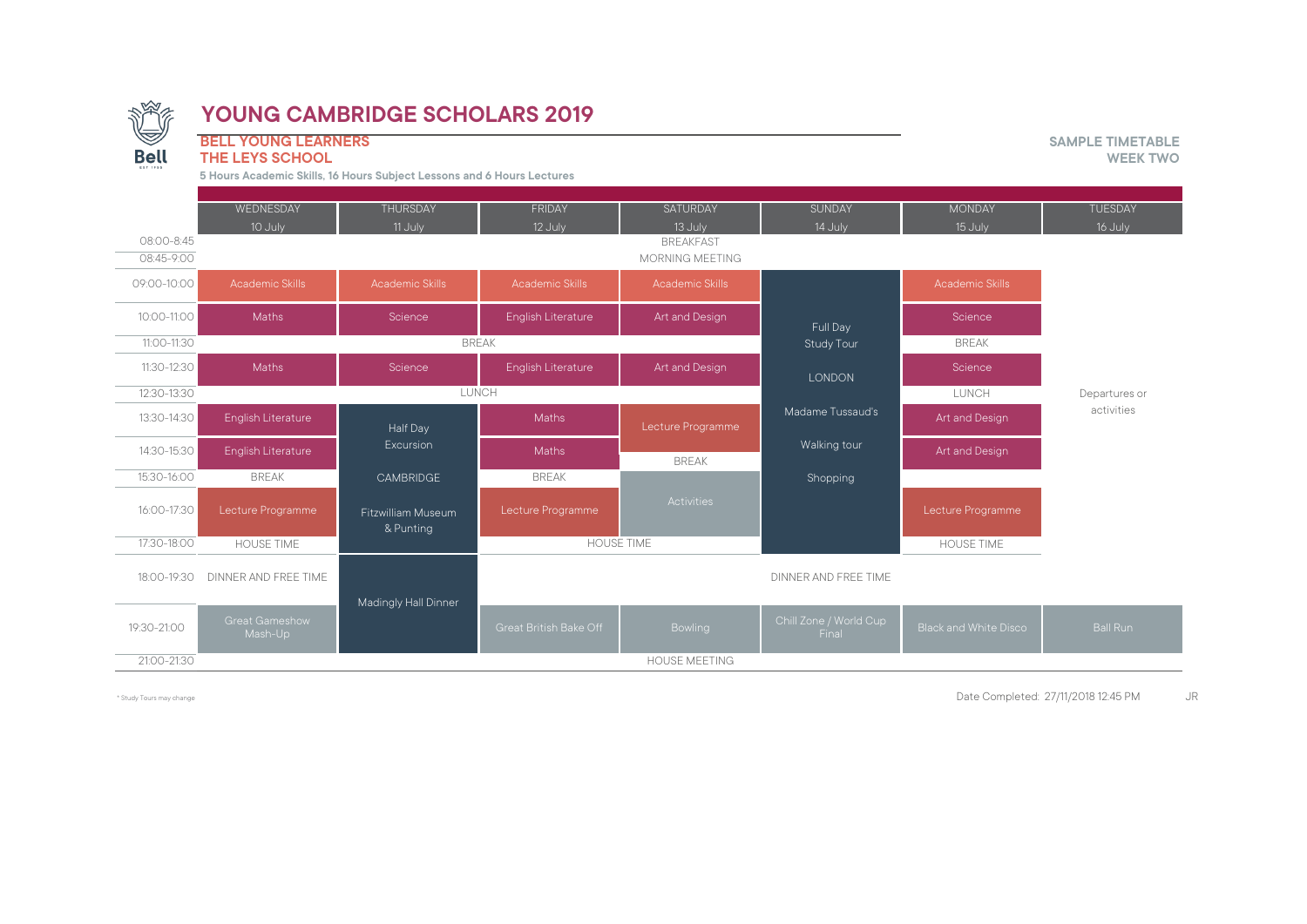# YOUNG CAMBRIDGE SCHOLARS 2019

**BELL YOUNG LEARNERS**
**THE LEYS SCHOOL**

**5 Hours Academic Skills, 16 Hours Subject Lessons and 6 Hours Lectures**

**SAMPLE TIMETABLE**
**WEEK TWO**

| | WEDNESDAY 10 July | THURSDAY 11 July | FRIDAY 12 July | SATURDAY 13 July | SUNDAY 14 July | MONDAY 15 July | TUESDAY 16 July |
|---|---|---|---|---|---|---|---|
| 08:00-8:45 | BREAKFAST | | | | | | |
| 08:45-9:00 | MORNING MEETING | | | | | | |
| 09:00-10:00 | Academic Skills | Academic Skills | Academic Skills | Academic Skills | Full Day Study Tour LONDON Madame Tussaud's Walking tour Shopping | Academic Skills | Departures or activities |
| 10:00-11:00 | Maths | Science | English Literature | Art and Design | | Science | |
| 11:00-11:30 | BREAK | | | | | BREAK | |
| 11:30-12:30 | Maths | Science | English Literature | Art and Design | | Science | |
| 12:30-13:30 | LUNCH | | | | | LUNCH | |
| 13:30-14:30 | English Literature | Half Day Excursion CAMBRIDGE Fitzwilliam Museum & Punting | Maths | Lecture Programme | | Art and Design | |
| 14:30-15:30 | English Literature | | Maths | BREAK | | Art and Design | |
| 15:30-16:00 | BREAK | | BREAK | Activities | | | |
| 16:00-17:30 | Lecture Programme | | Lecture Programme | | | Lecture Programme | |
| 17:30-18:00 | HOUSE TIME | | HOUSE TIME | | | HOUSE TIME | |
| 18:00-19:30 | DINNER AND FREE TIME | Madingly Hall Dinner | DINNER AND FREE TIME | | | | |
| 19:30-21:00 | Great Gameshow Mash-Up | | Great British Bake Off | Bowling | Chill Zone / World Cup Final | Black and White Disco | Ball Run |
| 21:00-21:30 | HOUSE MEETING | | | | | | |

* Study Tours may change

Date Completed: 27/11/2018 12:45 PM JR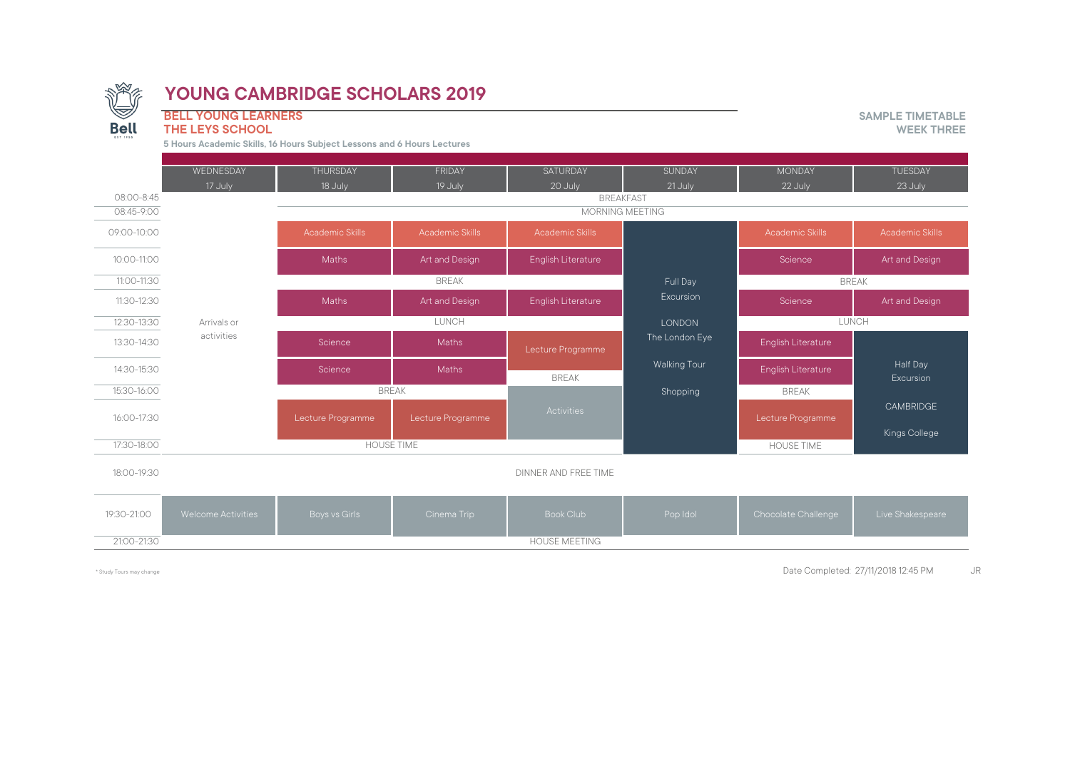# YOUNG CAMBRIDGE SCHOLARS 2019

## BELL YOUNG LEARNERS
## THE LEYS SCHOOL

**5 Hours Academic Skills, 16 Hours Subject Lessons and 6 Hours Lectures**

**SAMPLE TIMETABLE**
**WEEK THREE**

| | WEDNESDAY 17 July | THURSDAY 18 July | FRIDAY 19 July | SATURDAY 20 July | SUNDAY 21 July | MONDAY 22 July | TUESDAY 23 July |
|---|---|---|---|---|---|---|---|
| 08:00-8:45 | Arrivals or activities | BREAKFAST | BREAKFAST | BREAKFAST | BREAKFAST | BREAKFAST | BREAKFAST |
| 08:45-9:00 | Arrivals or activities | MORNING MEETING | MORNING MEETING | MORNING MEETING | MORNING MEETING | MORNING MEETING | MORNING MEETING |
| 09:00-10:00 | Arrivals or activities | Academic Skills | Academic Skills | Academic Skills | Full Day Excursion LONDON The London Eye Walking Tour Shopping | Academic Skills | Academic Skills |
| 10:00-11:00 | Arrivals or activities | Maths | Art and Design | English Literature | Full Day Excursion | Science | Art and Design |
| 11:00-11:30 | Arrivals or activities | BREAK | BREAK | BREAK | Full Day Excursion | BREAK | BREAK |
| 11:30-12:30 | Arrivals or activities | Maths | Art and Design | English Literature | Full Day Excursion | Science | Art and Design |
| 12:30-13:30 | Arrivals or activities | LUNCH | LUNCH | LUNCH | Full Day Excursion | LUNCH | LUNCH |
| 13:30-14:30 | Arrivals or activities | Science | Maths | Lecture Programme | Full Day Excursion | English Literature | Half Day Excursion CAMBRIDGE Kings College |
| 14:30-15:30 | Arrivals or activities | Science | Maths | BREAK | Full Day Excursion | English Literature | Half Day Excursion |
| 15:30-16:00 | Arrivals or activities | BREAK | BREAK | Activities | Full Day Excursion | BREAK | Half Day Excursion |
| 16:00-17:30 | Arrivals or activities | Lecture Programme | Lecture Programme | Activities | Full Day Excursion | Lecture Programme | Half Day Excursion |
| 17:30-18:00 | Arrivals or activities | HOUSE TIME | HOUSE TIME | | Full Day Excursion | HOUSE TIME | Half Day Excursion |
| 18:00-19:30 | DINNER AND FREE TIME | DINNER AND FREE TIME | DINNER AND FREE TIME | DINNER AND FREE TIME | DINNER AND FREE TIME | DINNER AND FREE TIME | DINNER AND FREE TIME |
| 19:30-21:00 | Welcome Activities | Boys vs Girls | Cinema Trip | Book Club | Pop Idol | Chocolate Challenge | Live Shakespeare |
| 21:00-21:30 | HOUSE MEETING | HOUSE MEETING | HOUSE MEETING | HOUSE MEETING | HOUSE MEETING | HOUSE MEETING | HOUSE MEETING |

* Study Tours may change

Date Completed: 27/11/2018 12:45 PM JR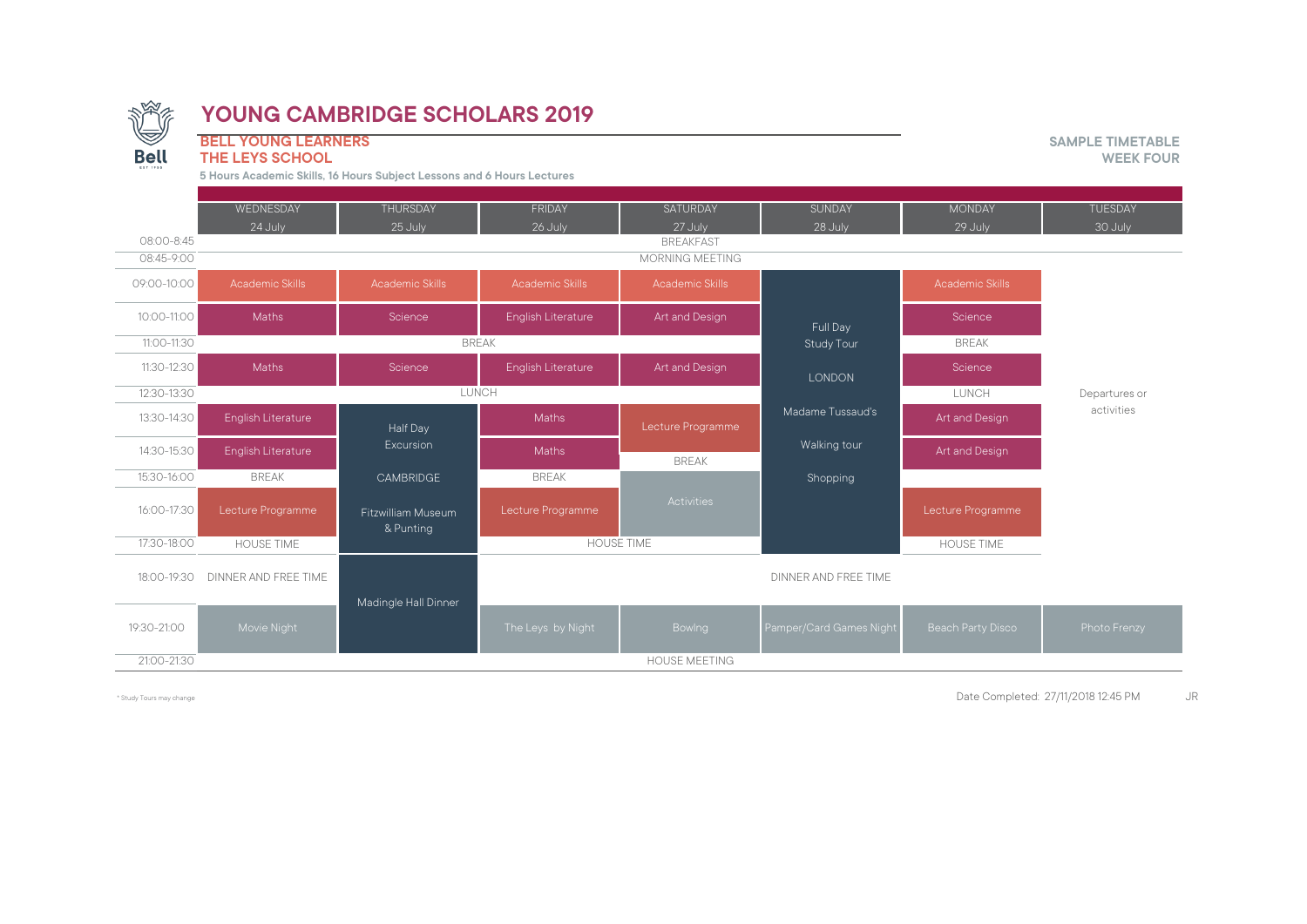# YOUNG CAMBRIDGE SCHOLARS 2019

**BELL YOUNG LEARNERS**
**THE LEYS SCHOOL**

**5 Hours Academic Skills, 16 Hours Subject Lessons and 6 Hours Lectures**

**SAMPLE TIMETABLE**
**WEEK FOUR**

| | WEDNESDAY 24 July | THURSDAY 25 July | FRIDAY 26 July | SATURDAY 27 July | SUNDAY 28 July | MONDAY 29 July | TUESDAY 30 July |
|---|---|---|---|---|---|---|---|
| 08:00-8:45 | BREAKFAST | | | | | | |
| 08:45-9:00 | MORNING MEETING | | | | | | |
| 09:00-10:00 | Academic Skills | Academic Skills | Academic Skills | Academic Skills | Full Day Study Tour LONDON Madame Tussaud's Walking tour Shopping | Academic Skills | Departures or activities |
| 10:00-11:00 | Maths | Science | English Literature | Art and Design | | Science | |
| 11:00-11:30 | BREAK | | | | | BREAK | |
| 11:30-12:30 | Maths | Science | English Literature | Art and Design | | Science | |
| 12:30-13:30 | LUNCH | | | | | LUNCH | |
| 13:30-14:30 | English Literature | Half Day Excursion CAMBRIDGE Fitzwilliam Museum & Punting | Maths | Lecture Programme | | Art and Design | |
| 14:30-15:30 | English Literature | | Maths | BREAK | | Art and Design | |
| 15:30-16:00 | BREAK | | BREAK | Activities | | | |
| 16:00-17:30 | Lecture Programme | | Lecture Programme | | | Lecture Programme | |
| 17:30-18:00 | HOUSE TIME | | HOUSE TIME | | | HOUSE TIME | |
| 18:00-19:30 | DINNER AND FREE TIME | Madingle Hall Dinner | DINNER AND FREE TIME | | | | |
| 19:30-21:00 | Movie Night | | The Leys by Night | Bowlng | Pamper/Card Games Night | Beach Party Disco | Photo Frenzy |
| 21:00-21:30 | HOUSE MEETING | | | | | | |

* Study Tours may change

Date Completed: 27/11/2018 12:45 PM JR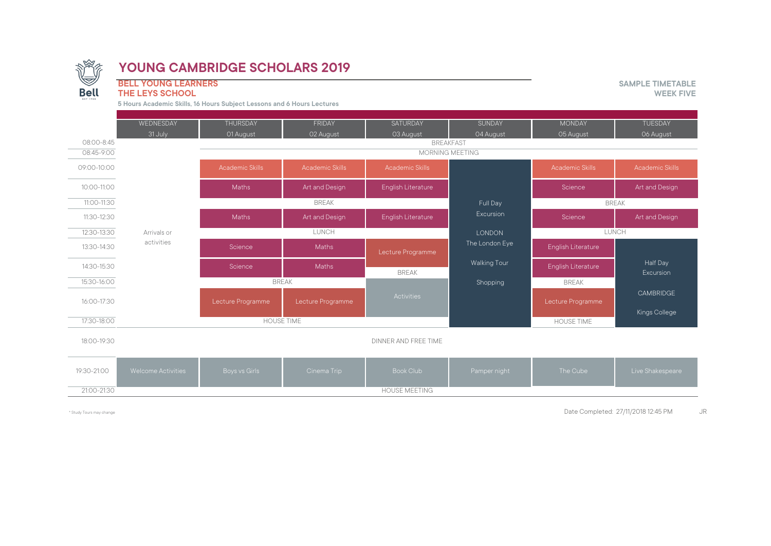# YOUNG CAMBRIDGE SCHOLARS 2019

**BELL YOUNG LEARNERS**
**THE LEYS SCHOOL**

**5 Hours Academic Skills, 16 Hours Subject Lessons and 6 Hours Lectures**

**SAMPLE TIMETABLE**
**WEEK FIVE**

| | WEDNESDAY 31 July | THURSDAY 01 August | FRIDAY 02 August | SATURDAY 03 August | SUNDAY 04 August | MONDAY 05 August | TUESDAY 06 August |
|---|---|---|---|---|---|---|---|
| 08:00-8:45 | Arrivals or activities | BREAKFAST | | | | | |
| 08:45-9:00 | | MORNING MEETING | | | | | |
| 09:00-10:00 | | Academic Skills | Academic Skills | Academic Skills | Full Day Excursion LONDON The London Eye Walking Tour Shopping | Academic Skills | Academic Skills |
| 10:00-11:00 | | Maths | Art and Design | English Literature | | Science | Art and Design |
| 11:00-11:30 | | BREAK | | | | BREAK | |
| 11:30-12:30 | | Maths | Art and Design | English Literature | | Science | Art and Design |
| 12:30-13:30 | | LUNCH | | | | LUNCH | |
| 13:30-14:30 | | Science | Maths | Lecture Programme | | English Literature | Half Day Excursion CAMBRIDGE Kings College |
| 14:30-15:30 | | Science | Maths | BREAK | | English Literature | |
| 15:30-16:00 | | BREAK | | Activities | | BREAK | |
| 16:00-17:30 | | Lecture Programme | Lecture Programme | | | Lecture Programme | |
| 17:30-18:00 | | HOUSE TIME | | | | HOUSE TIME | |
| 18:00-19:30 | DINNER AND FREE TIME | | | | | | |
| 19:30-21:00 | Welcome Activities | Boys vs Girls | Cinema Trip | Book Club | Pamper night | The Cube | Live Shakespeare |
| 21:00-21:30 | HOUSE MEETING | | | | | | |

* Study Tours may change

Date Completed: 27/11/2018 12:45 PM JR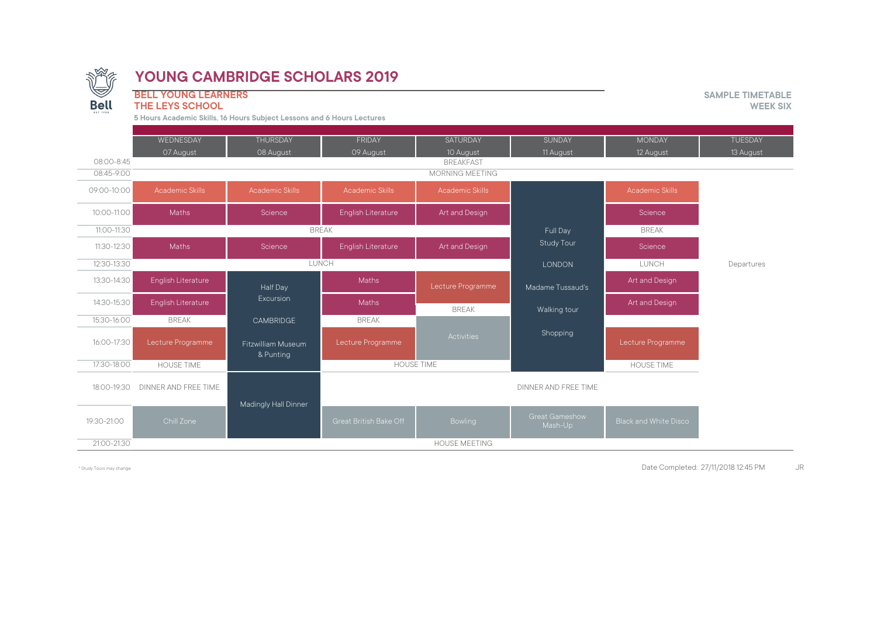# YOUNG CAMBRIDGE SCHOLARS 2019

**BELL YOUNG LEARNERS**
**THE LEYS SCHOOL**

**5 Hours Academic Skills, 16 Hours Subject Lessons and 6 Hours Lectures**

**SAMPLE TIMETABLE**
**WEEK SIX**

| | WEDNESDAY 07 August | THURSDAY 08 August | FRIDAY 09 August | SATURDAY 10 August | SUNDAY 11 August | MONDAY 12 August | TUESDAY 13 August |
|---|---|---|---|---|---|---|---|
| 08:00-8:45 | BREAKFAST | | | | | | |
| 08:45-9:00 | MORNING MEETING | | | | | | |
| 09:00-10:00 | Academic Skills | Academic Skills | Academic Skills | Academic Skills | Full Day Study Tour LONDON Madame Tussaud's Walking tour Shopping | Academic Skills | Departures |
| 10:00-11:00 | Maths | Science | English Literature | Art and Design | | Science | |
| 11:00-11:30 | BREAK | | | | | BREAK | |
| 11:30-12:30 | Maths | Science | English Literature | Art and Design | | Science | |
| 12:30-13:30 | LUNCH | | | | | LUNCH | |
| 13:30-14:30 | English Literature | Half Day Excursion CAMBRIDGE Fitzwilliam Museum & Punting | Maths | Lecture Programme | | Art and Design | |
| 14:30-15:30 | English Literature | | Maths | BREAK | | Art and Design | |
| 15:30-16:00 | BREAK | | BREAK | Activities | | | |
| 16:00-17:30 | Lecture Programme | | Lecture Programme | | | Lecture Programme | |
| 17:30-18:00 | HOUSE TIME | | HOUSE TIME | | | HOUSE TIME | |
| 18:00-19:30 | DINNER AND FREE TIME | Madingly Hall Dinner | DINNER AND FREE TIME | | | | |
| 19:30-21:00 | Chill Zone | | Great British Bake Off | Bowling | Great Gameshow Mash-Up | Black and White Disco | |
| 21:00-21:30 | HOUSE MEETING | | | | | | |

* Study Tours may change

Date Completed: 27/11/2018 12:45 PM JR